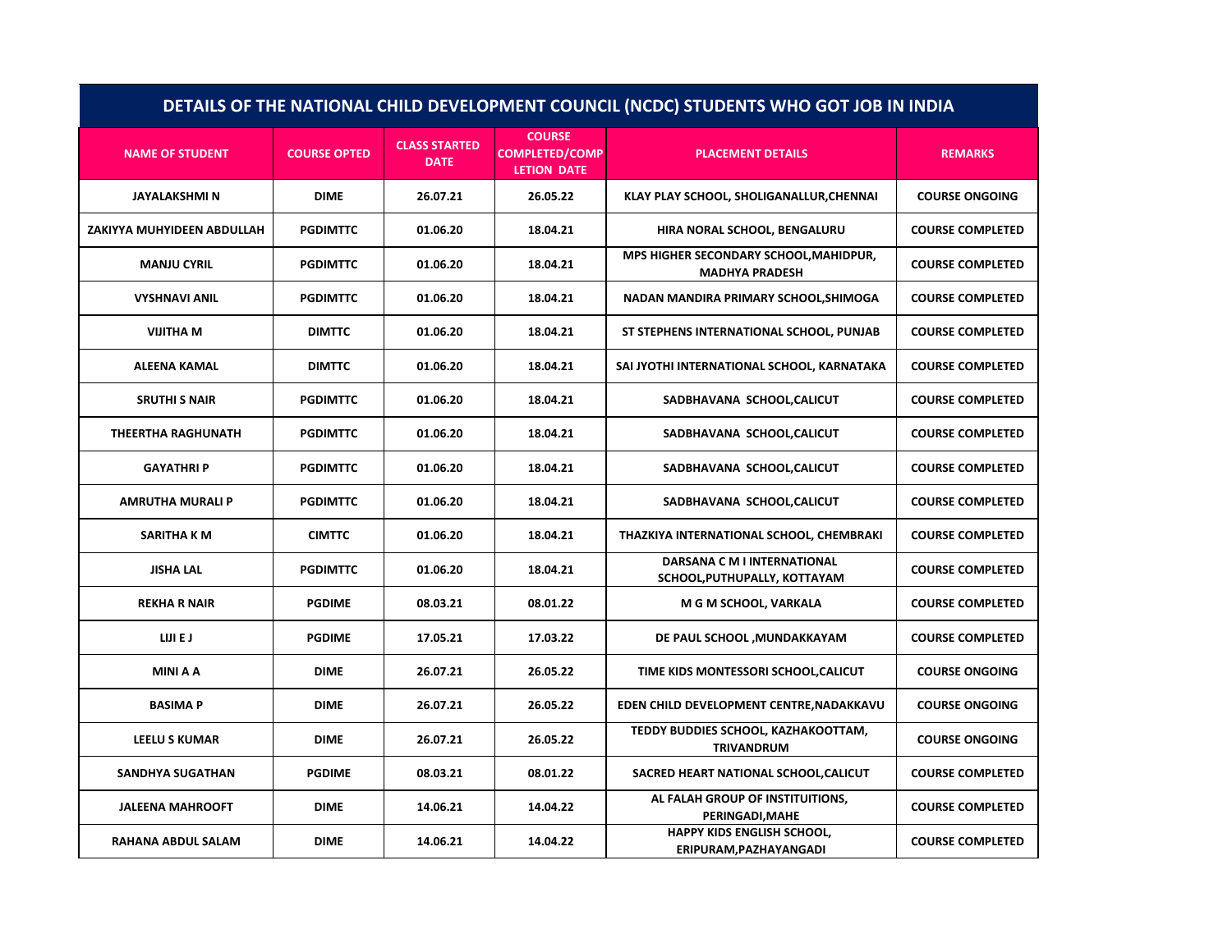## DETAILS OF THE NATIONAL CHILD DEVELOPMENT COUNCIL (NCDC) STUDENTS WHO GOT JOB IN INDIA

| NAME OF STUDENT | COURSE OPTED | CLASS STARTED DATE | COURSE COMPLETED/COMPLETION DATE | PLACEMENT DETAILS | REMARKS |
|---|---|---|---|---|---|
| JAYALAKSHMI N | DIME | 26.07.21 | 26.05.22 | KLAY PLAY SCHOOL, SHOLIGANALLUR,CHENNAI | COURSE ONGOING |
| ZAKIYYA MUHYIDEEN ABDULLAH | PGDIMTTC | 01.06.20 | 18.04.21 | HIRA NORAL SCHOOL, BENGALURU | COURSE COMPLETED |
| MANJU CYRIL | PGDIMTTC | 01.06.20 | 18.04.21 | MPS HIGHER SECONDARY SCHOOL,MAHIDPUR, MADHYA PRADESH | COURSE COMPLETED |
| VYSHNAVI ANIL | PGDIMTTC | 01.06.20 | 18.04.21 | NADAN MANDIRA PRIMARY SCHOOL,SHIMOGA | COURSE COMPLETED |
| VIJITHA M | DIMTTC | 01.06.20 | 18.04.21 | ST STEPHENS INTERNATIONAL SCHOOL, PUNJAB | COURSE COMPLETED |
| ALEENA KAMAL | DIMTTC | 01.06.20 | 18.04.21 | SAI JYOTHI INTERNATIONAL SCHOOL, KARNATAKA | COURSE COMPLETED |
| SRUTHI S NAIR | PGDIMTTC | 01.06.20 | 18.04.21 | SADBHAVANA SCHOOL,CALICUT | COURSE COMPLETED |
| THEERTHA RAGHUNATH | PGDIMTTC | 01.06.20 | 18.04.21 | SADBHAVANA SCHOOL,CALICUT | COURSE COMPLETED |
| GAYATHRI P | PGDIMTTC | 01.06.20 | 18.04.21 | SADBHAVANA SCHOOL,CALICUT | COURSE COMPLETED |
| AMRUTHA MURALI P | PGDIMTTC | 01.06.20 | 18.04.21 | SADBHAVANA SCHOOL,CALICUT | COURSE COMPLETED |
| SARITHA K M | CIMTTC | 01.06.20 | 18.04.21 | THAZKIYA INTERNATIONAL SCHOOL, CHEMBRAKI | COURSE COMPLETED |
| JISHA LAL | PGDIMTTC | 01.06.20 | 18.04.21 | DARSANA C M I INTERNATIONAL SCHOOL,PUTHUPALLY, KOTTAYAM | COURSE COMPLETED |
| REKHA R NAIR | PGDIME | 08.03.21 | 08.01.22 | M G M SCHOOL, VARKALA | COURSE COMPLETED |
| LIJI E J | PGDIME | 17.05.21 | 17.03.22 | DE PAUL SCHOOL ,MUNDAKKAYAM | COURSE COMPLETED |
| MINI A A | DIME | 26.07.21 | 26.05.22 | TIME KIDS MONTESSORI SCHOOL,CALICUT | COURSE ONGOING |
| BASIMA P | DIME | 26.07.21 | 26.05.22 | EDEN CHILD DEVELOPMENT CENTRE,NADAKKAVU | COURSE ONGOING |
| LEELU S KUMAR | DIME | 26.07.21 | 26.05.22 | TEDDY BUDDIES SCHOOL, KAZHAKOOTTAM, TRIVANDRUM | COURSE ONGOING |
| SANDHYA SUGATHAN | PGDIME | 08.03.21 | 08.01.22 | SACRED HEART NATIONAL SCHOOL,CALICUT | COURSE COMPLETED |
| JALEENA MAHROOFT | DIME | 14.06.21 | 14.04.22 | AL FALAH GROUP OF INSTITUITIONS, PERINGADI,MAHE | COURSE COMPLETED |
| RAHANA ABDUL SALAM | DIME | 14.06.21 | 14.04.22 | HAPPY KIDS ENGLISH SCHOOL, ERIPURAM,PAZHAYANGADI | COURSE COMPLETED |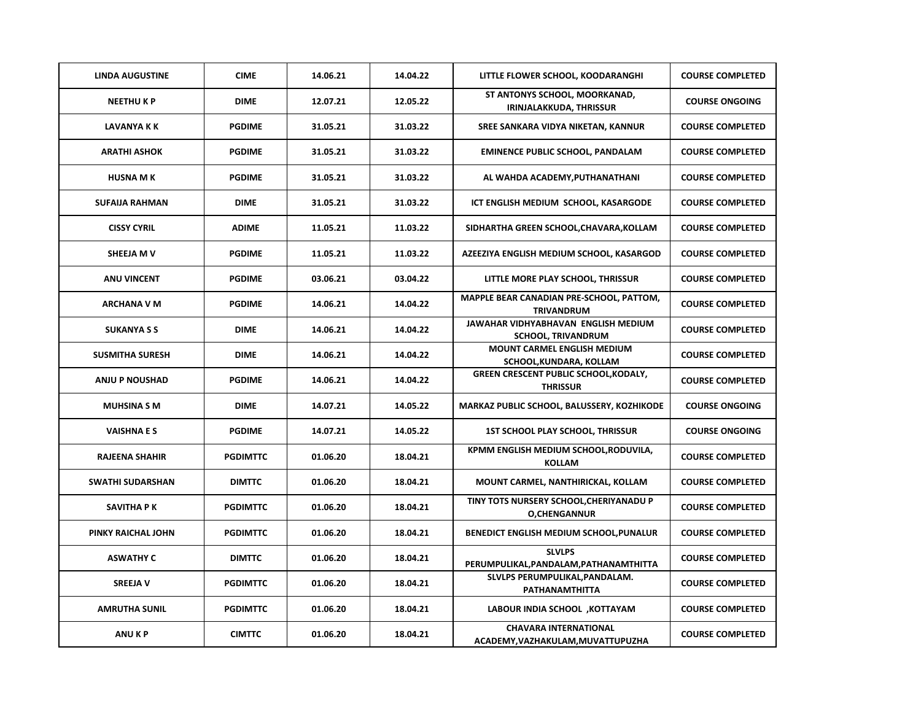| LINDA AUGUSTINE | CIME | 14.06.21 | 14.04.22 | LITTLE FLOWER SCHOOL, KOODARANGHI | COURSE COMPLETED |
|---|---|---|---|---|---|
| NEETHU K P | DIME | 12.07.21 | 12.05.22 | ST ANTONYS SCHOOL, MOORKANAD, IRINJALAKKUDA, THRISSUR | COURSE ONGOING |
| LAVANYA K K | PGDIME | 31.05.21 | 31.03.22 | SREE SANKARA VIDYA NIKETAN, KANNUR | COURSE COMPLETED |
| ARATHI ASHOK | PGDIME | 31.05.21 | 31.03.22 | EMINENCE PUBLIC SCHOOL, PANDALAM | COURSE COMPLETED |
| HUSNA M K | PGDIME | 31.05.21 | 31.03.22 | AL WAHDA ACADEMY,PUTHANATHANI | COURSE COMPLETED |
| SUFAIJA RAHMAN | DIME | 31.05.21 | 31.03.22 | ICT ENGLISH MEDIUM SCHOOL, KASARGODE | COURSE COMPLETED |
| CISSY CYRIL | ADIME | 11.05.21 | 11.03.22 | SIDHARTHA GREEN SCHOOL,CHAVARA,KOLLAM | COURSE COMPLETED |
| SHEEJA M V | PGDIME | 11.05.21 | 11.03.22 | AZEEZIYA ENGLISH MEDIUM SCHOOL, KASARGOD | COURSE COMPLETED |
| ANU VINCENT | PGDIME | 03.06.21 | 03.04.22 | LITTLE MORE PLAY SCHOOL, THRISSUR | COURSE COMPLETED |
| ARCHANA V M | PGDIME | 14.06.21 | 14.04.22 | MAPPLE BEAR CANADIAN PRE-SCHOOL, PATTOM, TRIVANDRUM | COURSE COMPLETED |
| SUKANYA S S | DIME | 14.06.21 | 14.04.22 | JAWAHAR VIDHYABHAVAN ENGLISH MEDIUM SCHOOL, TRIVANDRUM | COURSE COMPLETED |
| SUSMITHA SURESH | DIME | 14.06.21 | 14.04.22 | MOUNT CARMEL ENGLISH MEDIUM SCHOOL,KUNDARA, KOLLAM | COURSE COMPLETED |
| ANJU P NOUSHAD | PGDIME | 14.06.21 | 14.04.22 | GREEN CRESCENT PUBLIC SCHOOL,KODALY, THRISSUR | COURSE COMPLETED |
| MUHSINA S M | DIME | 14.07.21 | 14.05.22 | MARKAZ PUBLIC SCHOOL, BALUSSERY, KOZHIKODE | COURSE ONGOING |
| VAISHNA E S | PGDIME | 14.07.21 | 14.05.22 | 1ST SCHOOL PLAY SCHOOL, THRISSUR | COURSE ONGOING |
| RAJEENA SHAHIR | PGDIMTTC | 01.06.20 | 18.04.21 | KPMM ENGLISH MEDIUM SCHOOL,RODUVILA, KOLLAM | COURSE COMPLETED |
| SWATHI SUDARSHAN | DIMTTC | 01.06.20 | 18.04.21 | MOUNT CARMEL, NANTHIRICKAL, KOLLAM | COURSE COMPLETED |
| SAVITHA P K | PGDIMTTC | 01.06.20 | 18.04.21 | TINY TOTS NURSERY SCHOOL,CHERIYANADU P O,CHENGANNUR | COURSE COMPLETED |
| PINKY RAICHAL JOHN | PGDIMTTC | 01.06.20 | 18.04.21 | BENEDICT ENGLISH MEDIUM SCHOOL,PUNALUR | COURSE COMPLETED |
| ASWATHY C | DIMTTC | 01.06.20 | 18.04.21 | SLVLPS PERUMPULIKAL,PANDALAM,PATHANAMTHITTA | COURSE COMPLETED |
| SREEJA V | PGDIMTTC | 01.06.20 | 18.04.21 | SLVLPS PERUMPULIKAL,PANDALAM. PATHANAMTHITTA | COURSE COMPLETED |
| AMRUTHA SUNIL | PGDIMTTC | 01.06.20 | 18.04.21 | LABOUR INDIA SCHOOL ,KOTTAYAM | COURSE COMPLETED |
| ANU K P | CIMTTC | 01.06.20 | 18.04.21 | CHAVARA INTERNATIONAL ACADEMY,VAZHAKULAM,MUVATTUPUZHA | COURSE COMPLETED |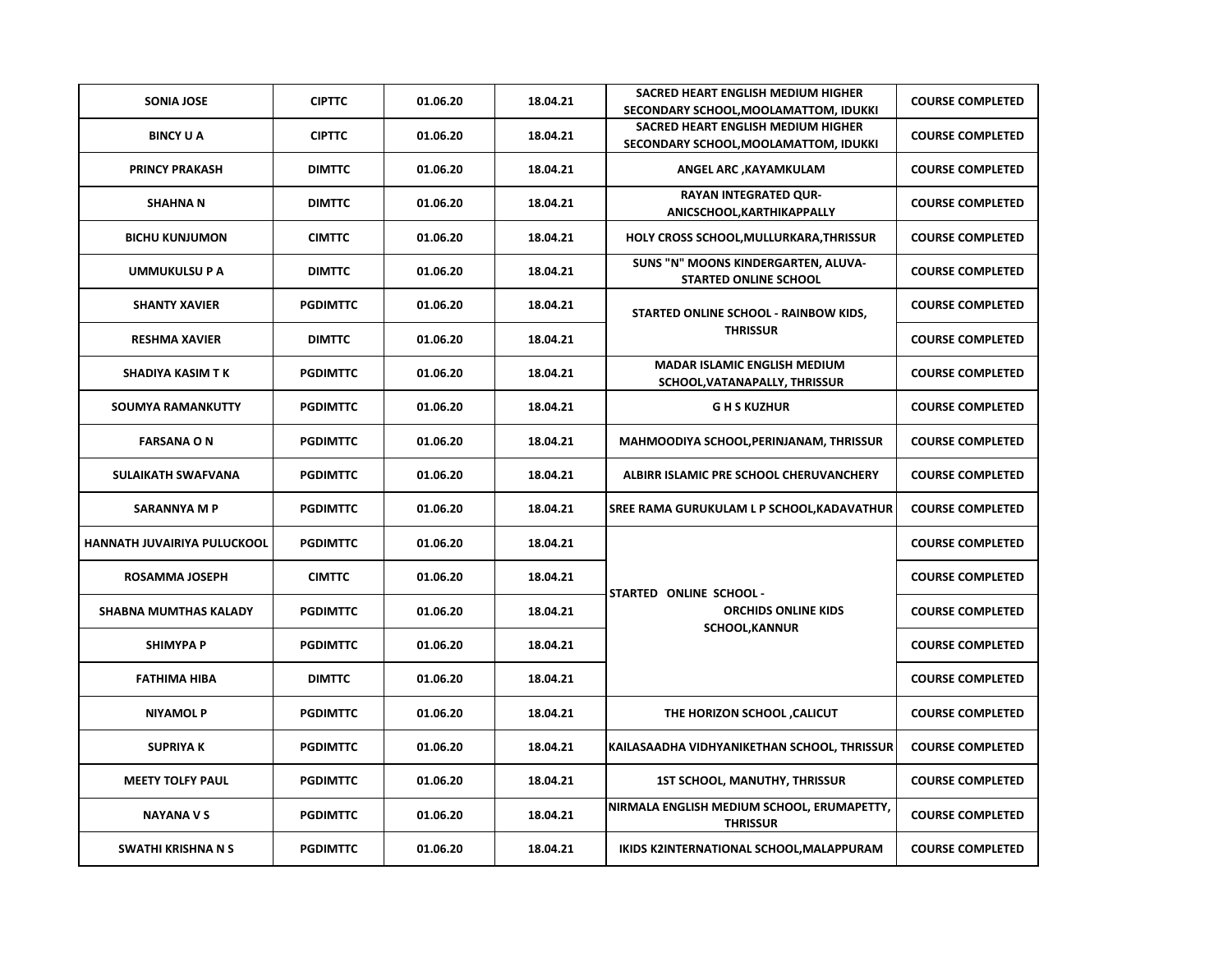| | | | | | |
|---|---|---|---|---|---|
| SONIA JOSE | CIPTTC | 01.06.20 | 18.04.21 | SACRED HEART ENGLISH MEDIUM HIGHER SECONDARY SCHOOL,MOOLAMATTOM, IDUKKI | COURSE COMPLETED |
| BINCY U A | CIPTTC | 01.06.20 | 18.04.21 | SACRED HEART ENGLISH MEDIUM HIGHER SECONDARY SCHOOL,MOOLAMATTOM, IDUKKI | COURSE COMPLETED |
| PRINCY PRAKASH | DIMTTC | 01.06.20 | 18.04.21 | ANGEL ARC ,KAYAMKULAM | COURSE COMPLETED |
| SHAHNA N | DIMTTC | 01.06.20 | 18.04.21 | RAYAN INTEGRATED QUR-ANICSCHOOL,KARTHIKAPPALLY | COURSE COMPLETED |
| BICHU KUNJUMON | CIMTTC | 01.06.20 | 18.04.21 | HOLY CROSS SCHOOL,MULLURKARA,THRISSUR | COURSE COMPLETED |
| UMMUKULSU P A | DIMTTC | 01.06.20 | 18.04.21 | SUNS "N" MOONS KINDERGARTEN, ALUVA-STARTED ONLINE SCHOOL | COURSE COMPLETED |
| SHANTY XAVIER | PGDIMTTC | 01.06.20 | 18.04.21 | STARTED ONLINE SCHOOL - RAINBOW KIDS, THRISSUR | COURSE COMPLETED |
| RESHMA XAVIER | DIMTTC | 01.06.20 | 18.04.21 | | COURSE COMPLETED |
| SHADIYA KASIM T K | PGDIMTTC | 01.06.20 | 18.04.21 | MADAR ISLAMIC ENGLISH MEDIUM SCHOOL,VATANAPALLY, THRISSUR | COURSE COMPLETED |
| SOUMYA RAMANKUTTY | PGDIMTTC | 01.06.20 | 18.04.21 | G H S KUZHUR | COURSE COMPLETED |
| FARSANA O N | PGDIMTTC | 01.06.20 | 18.04.21 | MAHMOODIYA SCHOOL,PERINJANAM, THRISSUR | COURSE COMPLETED |
| SULAIKATH SWAFVANA | PGDIMTTC | 01.06.20 | 18.04.21 | ALBIRR ISLAMIC PRE SCHOOL CHERUVANCHERY | COURSE COMPLETED |
| SARANNYA M P | PGDIMTTC | 01.06.20 | 18.04.21 | SREE RAMA GURUKULAM L P SCHOOL,KADAVATHUR | COURSE COMPLETED |
| HANNATH JUVAIRIYA PULUCKOOL | PGDIMTTC | 01.06.20 | 18.04.21 | STARTED ONLINE SCHOOL - ORCHIDS ONLINE KIDS SCHOOL,KANNUR | COURSE COMPLETED |
| ROSAMMA JOSEPH | CIMTTC | 01.06.20 | 18.04.21 | | COURSE COMPLETED |
| SHABNA MUMTHAS KALADY | PGDIMTTC | 01.06.20 | 18.04.21 | | COURSE COMPLETED |
| SHIMYPA P | PGDIMTTC | 01.06.20 | 18.04.21 | | COURSE COMPLETED |
| FATHIMA HIBA | DIMTTC | 01.06.20 | 18.04.21 | | COURSE COMPLETED |
| NIYAMOL P | PGDIMTTC | 01.06.20 | 18.04.21 | THE HORIZON SCHOOL ,CALICUT | COURSE COMPLETED |
| SUPRIYA K | PGDIMTTC | 01.06.20 | 18.04.21 | KAILASAADHA VIDHYANIKETHAN SCHOOL, THRISSUR | COURSE COMPLETED |
| MEETY TOLFY PAUL | PGDIMTTC | 01.06.20 | 18.04.21 | 1ST SCHOOL, MANUTHY, THRISSUR | COURSE COMPLETED |
| NAYANA V S | PGDIMTTC | 01.06.20 | 18.04.21 | NIRMALA ENGLISH MEDIUM SCHOOL, ERUMAPETTY, THRISSUR | COURSE COMPLETED |
| SWATHI KRISHNA N S | PGDIMTTC | 01.06.20 | 18.04.21 | IKIDS K2INTERNATIONAL SCHOOL,MALAPPURAM | COURSE COMPLETED |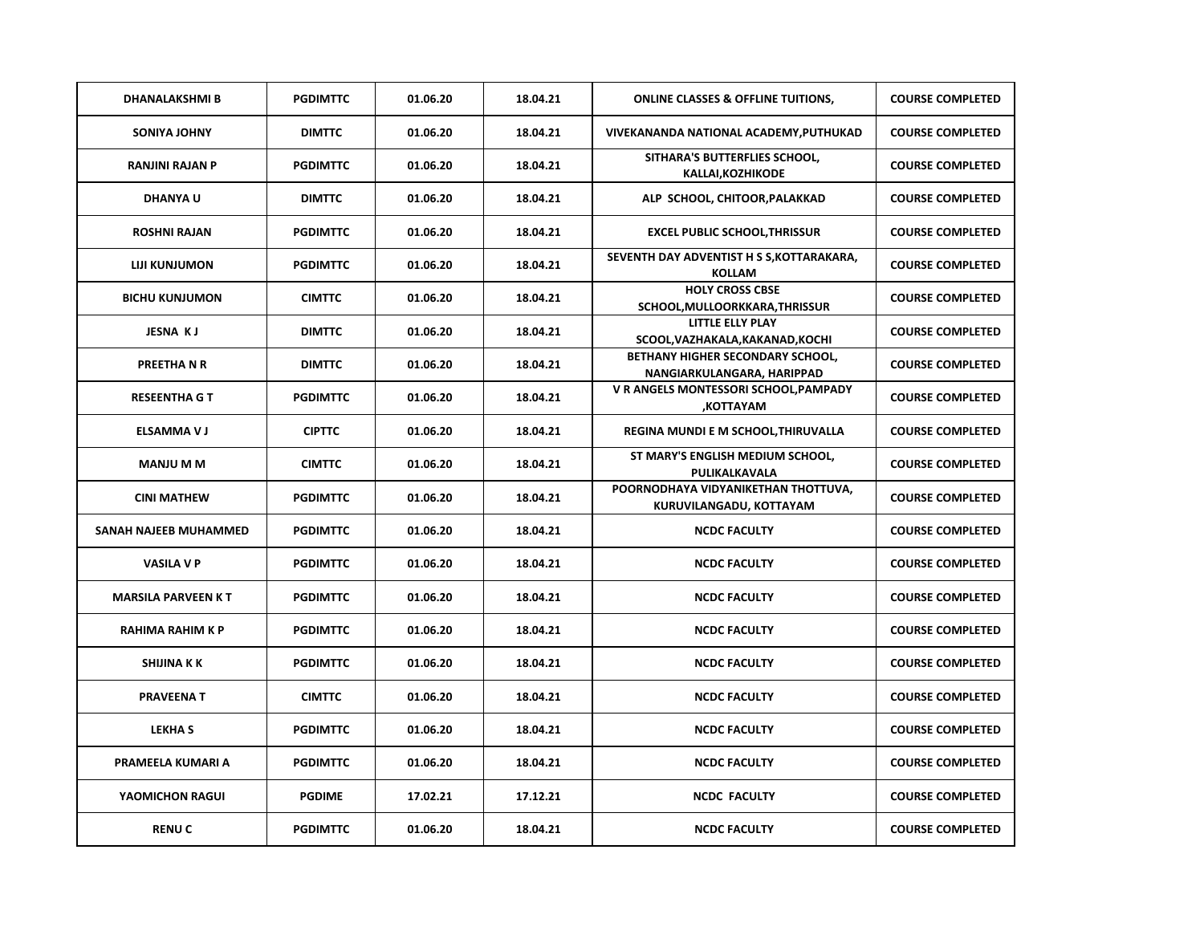| | | | | | |
|---|---|---|---|---|---|
| DHANALAKSHMI B | PGDIMTTC | 01.06.20 | 18.04.21 | ONLINE CLASSES & OFFLINE TUITIONS, | COURSE COMPLETED |
| SONIYA JOHNY | DIMTTC | 01.06.20 | 18.04.21 | VIVEKANANDA NATIONAL ACADEMY,PUTHUKAD | COURSE COMPLETED |
| RANJINI RAJAN P | PGDIMTTC | 01.06.20 | 18.04.21 | SITHARA'S BUTTERFLIES SCHOOL, KALLAI,KOZHIKODE | COURSE COMPLETED |
| DHANYA U | DIMTTC | 01.06.20 | 18.04.21 | ALP SCHOOL, CHITOOR,PALAKKAD | COURSE COMPLETED |
| ROSHNI RAJAN | PGDIMTTC | 01.06.20 | 18.04.21 | EXCEL PUBLIC SCHOOL,THRISSUR | COURSE COMPLETED |
| LIJI KUNJUMON | PGDIMTTC | 01.06.20 | 18.04.21 | SEVENTH DAY ADVENTIST H S S,KOTTARAKARA, KOLLAM | COURSE COMPLETED |
| BICHU KUNJUMON | CIMTTC | 01.06.20 | 18.04.21 | HOLY CROSS CBSE SCHOOL,MULLOORKKARA,THRISSUR | COURSE COMPLETED |
| JESNA K J | DIMTTC | 01.06.20 | 18.04.21 | LITTLE ELLY PLAY SCOOL,VAZHAKALA,KAKANAD,KOCHI | COURSE COMPLETED |
| PREETHA N R | DIMTTC | 01.06.20 | 18.04.21 | BETHANY HIGHER SECONDARY SCHOOL, NANGIARKULANGARA, HARIPPAD | COURSE COMPLETED |
| RESEENTHA G T | PGDIMTTC | 01.06.20 | 18.04.21 | V R ANGELS MONTESSORI SCHOOL,PAMPADY ,KOTTAYAM | COURSE COMPLETED |
| ELSAMMA V J | CIPTTC | 01.06.20 | 18.04.21 | REGINA MUNDI E M SCHOOL,THIRUVALLA | COURSE COMPLETED |
| MANJU M M | CIMTTC | 01.06.20 | 18.04.21 | ST MARY'S ENGLISH MEDIUM SCHOOL, PULIKALKAVALA | COURSE COMPLETED |
| CINI MATHEW | PGDIMTTC | 01.06.20 | 18.04.21 | POORNODHAYA VIDYANIKETHAN THOTTUVA, KURUVILANGADU, KOTTAYAM | COURSE COMPLETED |
| SANAH NAJEEB MUHAMMED | PGDIMTTC | 01.06.20 | 18.04.21 | NCDC FACULTY | COURSE COMPLETED |
| VASILA V P | PGDIMTTC | 01.06.20 | 18.04.21 | NCDC FACULTY | COURSE COMPLETED |
| MARSILA PARVEEN K T | PGDIMTTC | 01.06.20 | 18.04.21 | NCDC FACULTY | COURSE COMPLETED |
| RAHIMA RAHIM K P | PGDIMTTC | 01.06.20 | 18.04.21 | NCDC FACULTY | COURSE COMPLETED |
| SHIJINA K K | PGDIMTTC | 01.06.20 | 18.04.21 | NCDC FACULTY | COURSE COMPLETED |
| PRAVEENA T | CIMTTC | 01.06.20 | 18.04.21 | NCDC FACULTY | COURSE COMPLETED |
| LEKHA S | PGDIMTTC | 01.06.20 | 18.04.21 | NCDC FACULTY | COURSE COMPLETED |
| PRAMEELA KUMARI A | PGDIMTTC | 01.06.20 | 18.04.21 | NCDC FACULTY | COURSE COMPLETED |
| YAOMICHON RAGUI | PGDIME | 17.02.21 | 17.12.21 | NCDC FACULTY | COURSE COMPLETED |
| RENU C | PGDIMTTC | 01.06.20 | 18.04.21 | NCDC FACULTY | COURSE COMPLETED |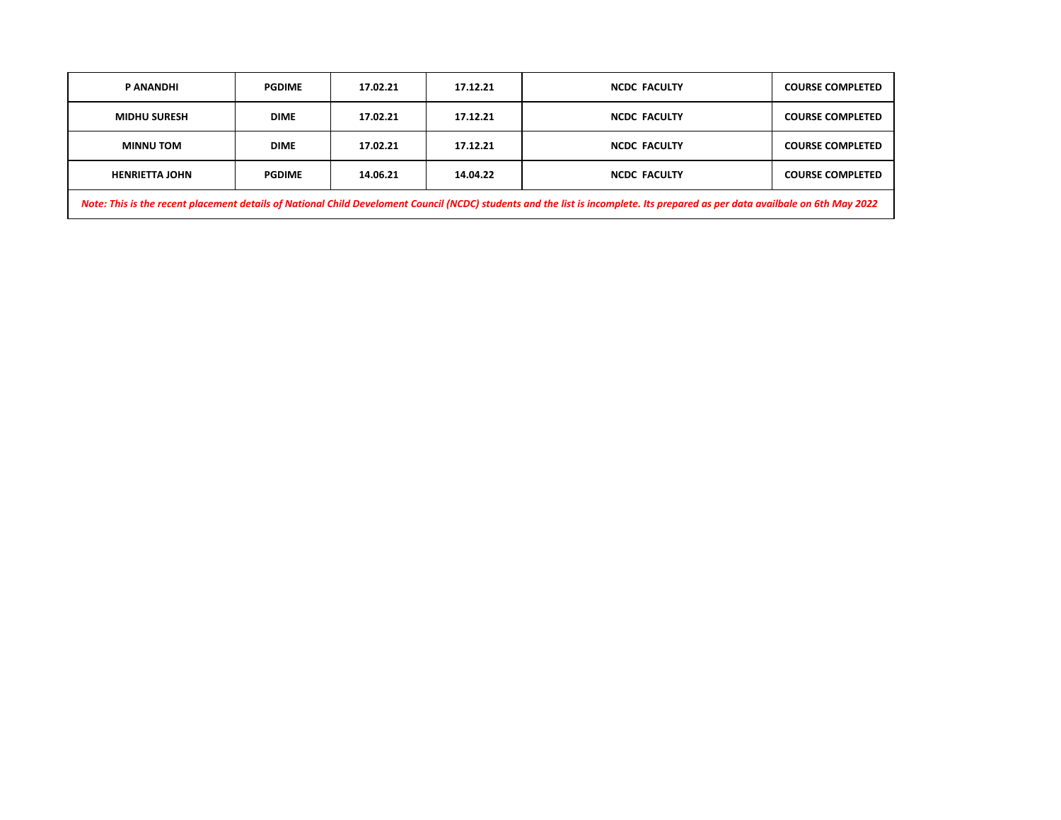| | | | | | |
|---|---|---|---|---|---|
| **P ANANDHI** | **PGDIME** | **17.02.21** | **17.12.21** | **NCDC FACULTY** | **COURSE COMPLETED** |
| **MIDHU SURESH** | **DIME** | **17.02.21** | **17.12.21** | **NCDC FACULTY** | **COURSE COMPLETED** |
| **MINNU TOM** | **DIME** | **17.02.21** | **17.12.21** | **NCDC FACULTY** | **COURSE COMPLETED** |
| **HENRIETTA JOHN** | **PGDIME** | **14.06.21** | **14.04.22** | **NCDC FACULTY** | **COURSE COMPLETED** |

***Note: This is the recent placement details of National Child Develoment Council (NCDC) students and the list is incomplete. Its prepared as per data availbale on 6th May 2022***